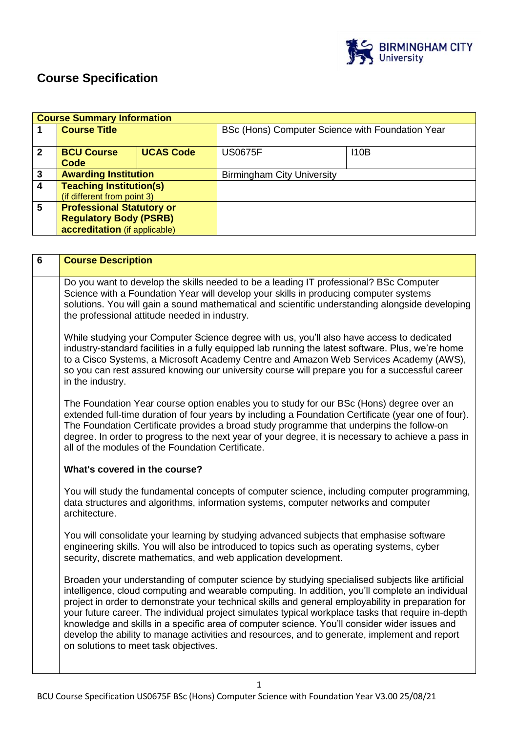# Course Specification

| Course Summary Information | | | | |
|---|---|---|---|---|
| 1 | **Course Title** | | BSc (Hons) Computer Science with Foundation Year | |
| 2 | **BCU Course Code** | **UCAS Code** | US0675F | I10B |
| 3 | **Awarding Institution** | | Birmingham City University | |
| 4 | **Teaching Institution(s)** (if different from point 3) | | | |
| 5 | **Professional Statutory or Regulatory Body (PSRB) accreditation** (if applicable) | | | |

| 6 | **Course Description** |
|---|---|

Do you want to develop the skills needed to be a leading IT professional? BSc Computer Science with a Foundation Year will develop your skills in producing computer systems solutions. You will gain a sound mathematical and scientific understanding alongside developing the professional attitude needed in industry.

While studying your Computer Science degree with us, you'll also have access to dedicated industry-standard facilities in a fully equipped lab running the latest software. Plus, we're home to a Cisco Systems, a Microsoft Academy Centre and Amazon Web Services Academy (AWS), so you can rest assured knowing our university course will prepare you for a successful career in the industry.

The Foundation Year course option enables you to study for our BSc (Hons) degree over an extended full-time duration of four years by including a Foundation Certificate (year one of four). The Foundation Certificate provides a broad study programme that underpins the follow-on degree. In order to progress to the next year of your degree, it is necessary to achieve a pass in all of the modules of the Foundation Certificate.

**What's covered in the course?**

You will study the fundamental concepts of computer science, including computer programming, data structures and algorithms, information systems, computer networks and computer architecture.

You will consolidate your learning by studying advanced subjects that emphasise software engineering skills. You will also be introduced to topics such as operating systems, cyber security, discrete mathematics, and web application development.

Broaden your understanding of computer science by studying specialised subjects like artificial intelligence, cloud computing and wearable computing. In addition, you'll complete an individual project in order to demonstrate your technical skills and general employability in preparation for your future career. The individual project simulates typical workplace tasks that require in-depth knowledge and skills in a specific area of computer science. You'll consider wider issues and develop the ability to manage activities and resources, and to generate, implement and report on solutions to meet task objectives.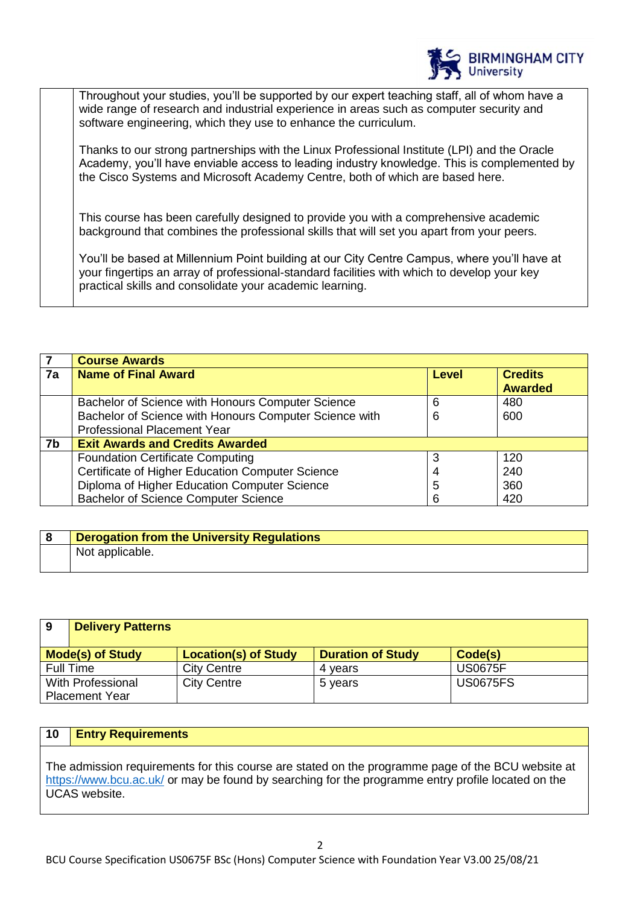Throughout your studies, you'll be supported by our expert teaching staff, all of whom have a wide range of research and industrial experience in areas such as computer security and software engineering, which they use to enhance the curriculum.

Thanks to our strong partnerships with the Linux Professional Institute (LPI) and the Oracle Academy, you'll have enviable access to leading industry knowledge. This is complemented by the Cisco Systems and Microsoft Academy Centre, both of which are based here.

This course has been carefully designed to provide you with a comprehensive academic background that combines the professional skills that will set you apart from your peers.

You'll be based at Millennium Point building at our City Centre Campus, where you'll have at your fingertips an array of professional-standard facilities with which to develop your key practical skills and consolidate your academic learning.

| 7 | **Course Awards** | | |
|---|---|---|---|
| **7a** | **Name of Final Award** | **Level** | **Credits Awarded** |
| | Bachelor of Science with Honours Computer Science | 6 | 480 |
| | Bachelor of Science with Honours Computer Science with Professional Placement Year | 6 | 600 |
| **7b** | **Exit Awards and Credits Awarded** | | |
| | Foundation Certificate Computing | 3 | 120 |
| | Certificate of Higher Education Computer Science | 4 | 240 |
| | Diploma of Higher Education Computer Science | 5 | 360 |
| | Bachelor of Science Computer Science | 6 | 420 |

| 8 | **Derogation from the University Regulations** |
|---|---|
| | Not applicable. |

| 9 | **Delivery Patterns** | | |
|---|---|---|---|
| **Mode(s) of Study** | **Location(s) of Study** | **Duration of Study** | **Code(s)** |
| Full Time | City Centre | 4 years | US0675F |
| With Professional Placement Year | City Centre | 5 years | US0675FS |

| 10 | **Entry Requirements** |
|---|---|

The admission requirements for this course are stated on the programme page of the BCU website at https://www.bcu.ac.uk/ or may be found by searching for the programme entry profile located on the UCAS website.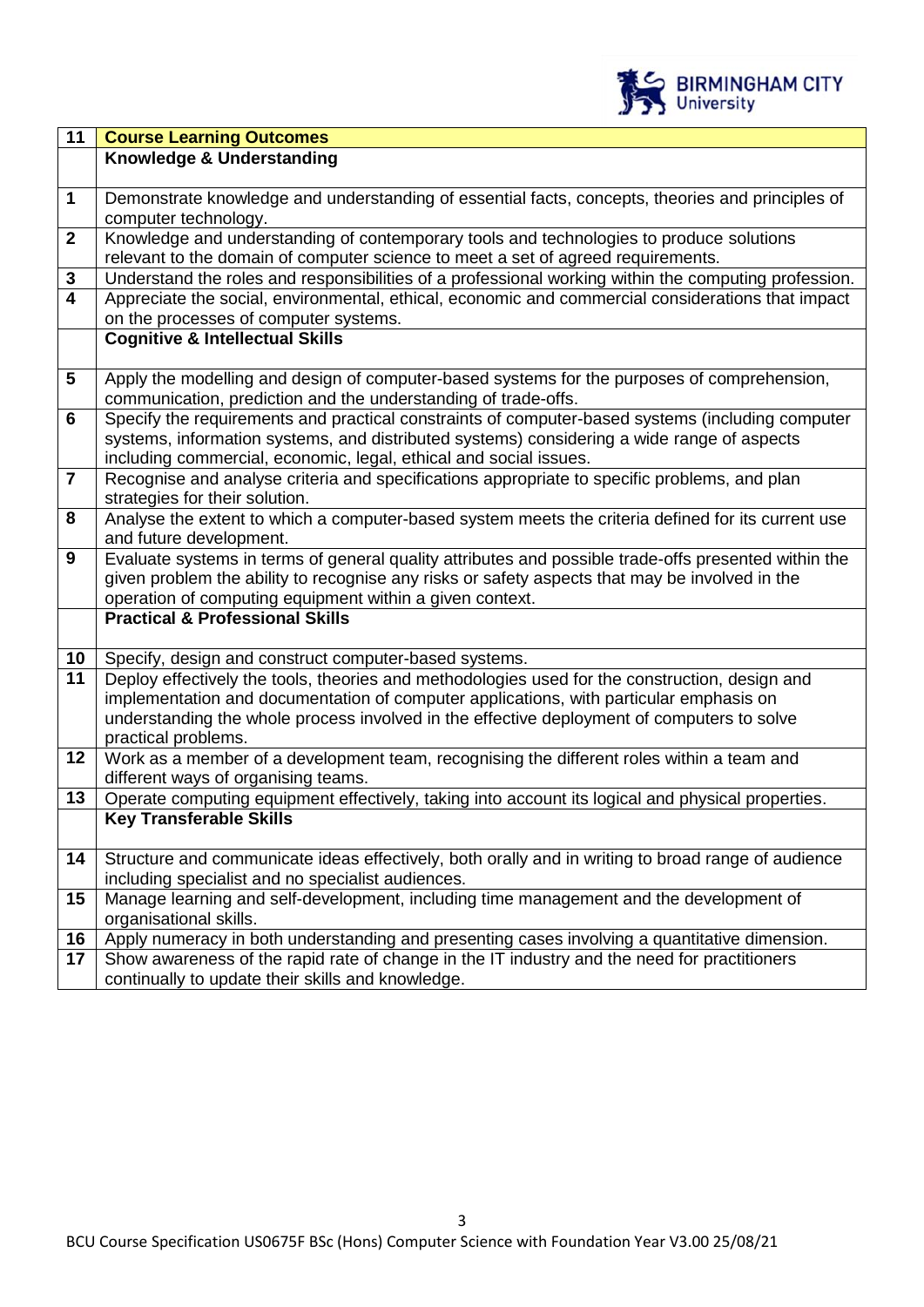| 11 | **Course Learning Outcomes** |
|---|---|
| | **Knowledge & Understanding** |
| 1 | Demonstrate knowledge and understanding of essential facts, concepts, theories and principles of computer technology. |
| 2 | Knowledge and understanding of contemporary tools and technologies to produce solutions relevant to the domain of computer science to meet a set of agreed requirements. |
| 3 | Understand the roles and responsibilities of a professional working within the computing profession. |
| 4 | Appreciate the social, environmental, ethical, economic and commercial considerations that impact on the processes of computer systems. |
| | **Cognitive & Intellectual Skills** |
| 5 | Apply the modelling and design of computer-based systems for the purposes of comprehension, communication, prediction and the understanding of trade-offs. |
| 6 | Specify the requirements and practical constraints of computer-based systems (including computer systems, information systems, and distributed systems) considering a wide range of aspects including commercial, economic, legal, ethical and social issues. |
| 7 | Recognise and analyse criteria and specifications appropriate to specific problems, and plan strategies for their solution. |
| 8 | Analyse the extent to which a computer-based system meets the criteria defined for its current use and future development. |
| 9 | Evaluate systems in terms of general quality attributes and possible trade-offs presented within the given problem the ability to recognise any risks or safety aspects that may be involved in the operation of computing equipment within a given context. |
| | **Practical & Professional Skills** |
| 10 | Specify, design and construct computer-based systems. |
| 11 | Deploy effectively the tools, theories and methodologies used for the construction, design and implementation and documentation of computer applications, with particular emphasis on understanding the whole process involved in the effective deployment of computers to solve practical problems. |
| 12 | Work as a member of a development team, recognising the different roles within a team and different ways of organising teams. |
| 13 | Operate computing equipment effectively, taking into account its logical and physical properties. |
| | **Key Transferable Skills** |
| 14 | Structure and communicate ideas effectively, both orally and in writing to broad range of audience including specialist and no specialist audiences. |
| 15 | Manage learning and self-development, including time management and the development of organisational skills. |
| 16 | Apply numeracy in both understanding and presenting cases involving a quantitative dimension. |
| 17 | Show awareness of the rapid rate of change in the IT industry and the need for practitioners continually to update their skills and knowledge. |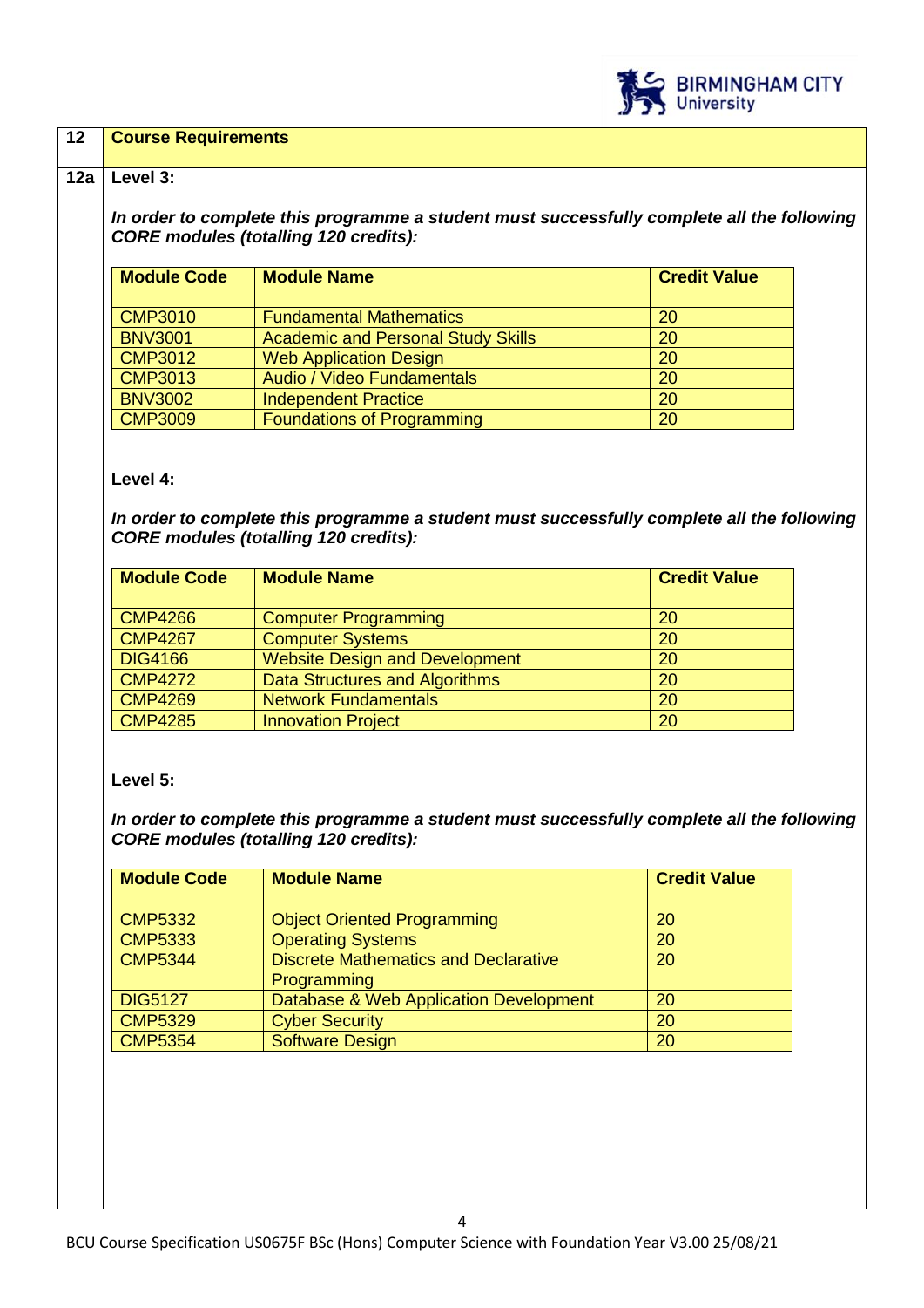## 12 Course Requirements

### 12a Level 3:

***In order to complete this programme a student must successfully complete all the following CORE modules (totalling 120 credits):***

| Module Code | Module Name | Credit Value |
|---|---|---|
| CMP3010 | Fundamental Mathematics | 20 |
| BNV3001 | Academic and Personal Study Skills | 20 |
| CMP3012 | Web Application Design | 20 |
| CMP3013 | Audio / Video Fundamentals | 20 |
| BNV3002 | Independent Practice | 20 |
| CMP3009 | Foundations of Programming | 20 |

### Level 4:

***In order to complete this programme a student must successfully complete all the following CORE modules (totalling 120 credits):***

| Module Code | Module Name | Credit Value |
|---|---|---|
| CMP4266 | Computer Programming | 20 |
| CMP4267 | Computer Systems | 20 |
| DIG4166 | Website Design and Development | 20 |
| CMP4272 | Data Structures and Algorithms | 20 |
| CMP4269 | Network Fundamentals | 20 |
| CMP4285 | Innovation Project | 20 |

### Level 5:

***In order to complete this programme a student must successfully complete all the following CORE modules (totalling 120 credits):***

| Module Code | Module Name | Credit Value |
|---|---|---|
| CMP5332 | Object Oriented Programming | 20 |
| CMP5333 | Operating Systems | 20 |
| CMP5344 | Discrete Mathematics and Declarative Programming | 20 |
| DIG5127 | Database & Web Application Development | 20 |
| CMP5329 | Cyber Security | 20 |
| CMP5354 | Software Design | 20 |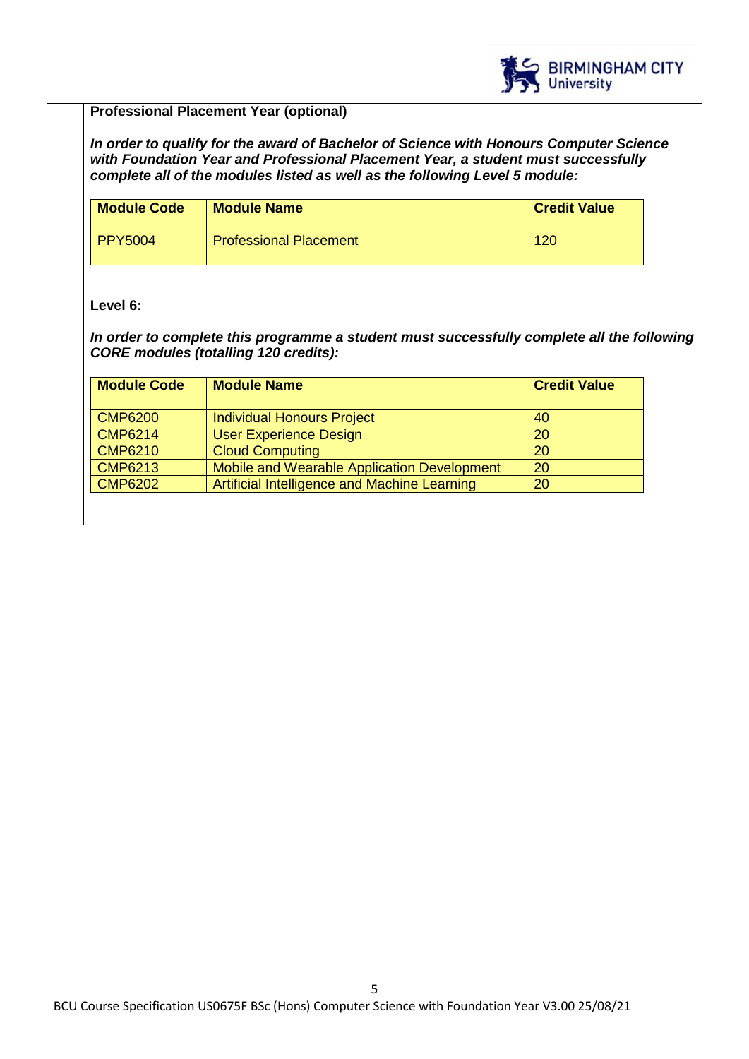**Professional Placement Year (optional)**

***In order to qualify for the award of Bachelor of Science with Honours Computer Science with Foundation Year and Professional Placement Year, a student must successfully complete all of the modules listed as well as the following Level 5 module:***

| Module Code | Module Name | Credit Value |
|---|---|---|
| PPY5004 | Professional Placement | 120 |

**Level 6:**

***In order to complete this programme a student must successfully complete all the following CORE modules (totalling 120 credits):***

| Module Code | Module Name | Credit Value |
|---|---|---|
| CMP6200 | Individual Honours Project | 40 |
| CMP6214 | User Experience Design | 20 |
| CMP6210 | Cloud Computing | 20 |
| CMP6213 | Mobile and Wearable Application Development | 20 |
| CMP6202 | Artificial Intelligence and Machine Learning | 20 |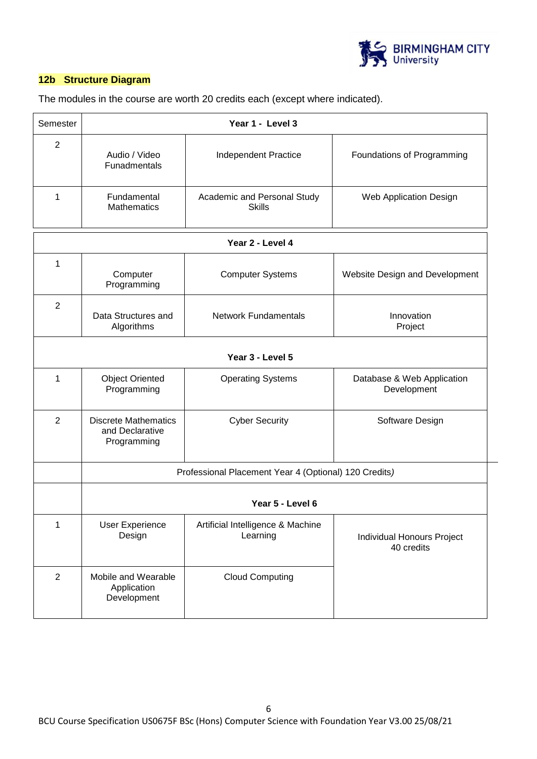## 12b Structure Diagram

The modules in the course are worth 20 credits each (except where indicated).

| Semester | Year 1 - Level 3 | | |
|---|---|---|---|
| 2 | Audio / Video Funadmentals | Independent Practice | Foundations of Programming |
| 1 | Fundamental Mathematics | Academic and Personal Study Skills | Web Application Design |
| | **Year 2 - Level 4** | | |
| 1 | Computer Programming | Computer Systems | Website Design and Development |
| 2 | Data Structures and Algorithms | Network Fundamentals | Innovation Project |
| | **Year 3 - Level 5** | | |
| 1 | Object Oriented Programming | Operating Systems | Database & Web Application Development |
| 2 | Discrete Mathematics and Declarative Programming | Cyber Security | Software Design |
| | Professional Placement Year 4 (Optional) 120 Credits) | | |
| | **Year 5 - Level 6** | | |
| 1 | User Experience Design | Artificial Intelligence & Machine Learning | Individual Honours Project 40 credits |
| 2 | Mobile and Wearable Application Development | Cloud Computing | |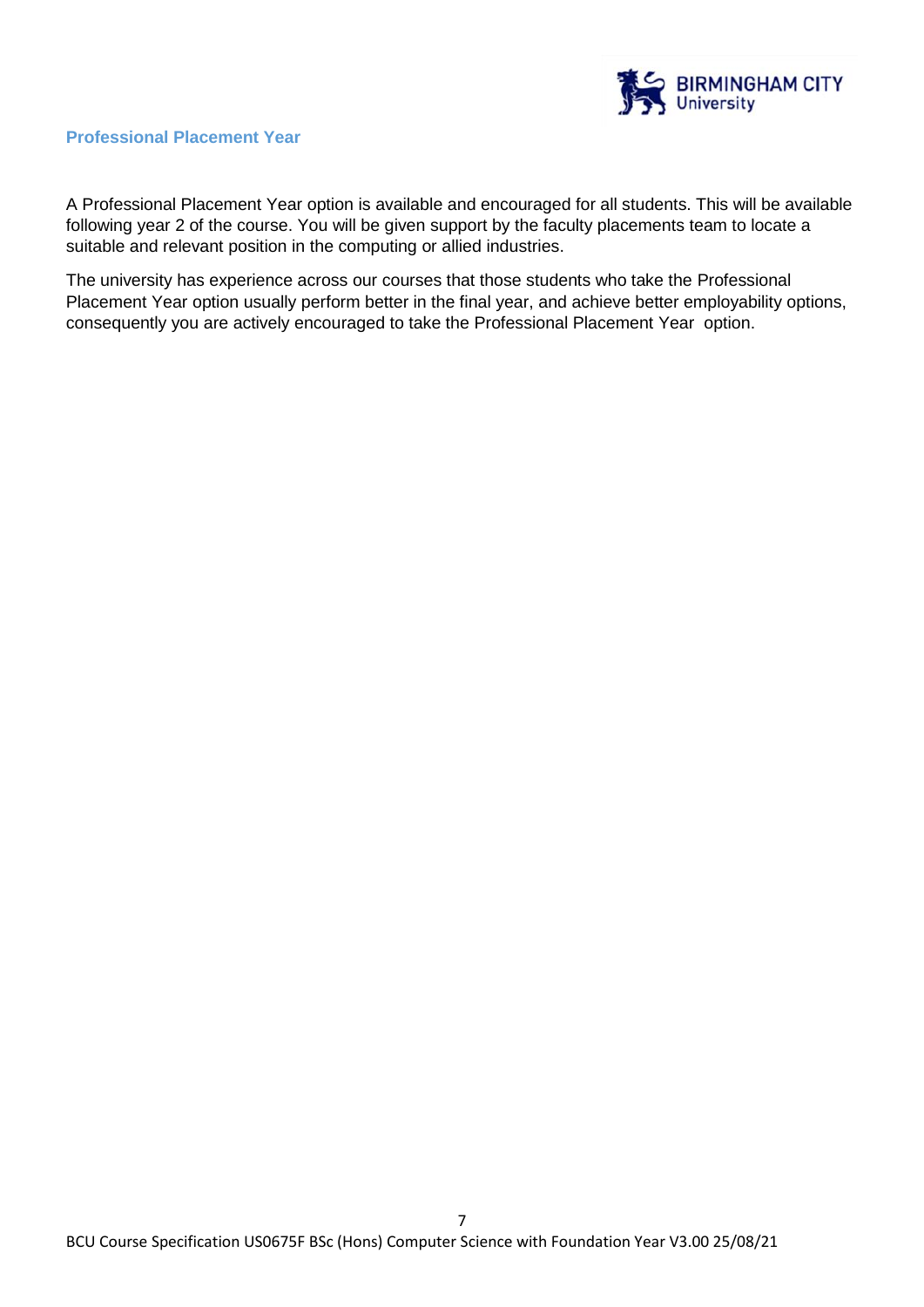## Professional Placement Year

A Professional Placement Year option is available and encouraged for all students. This will be available following year 2 of the course. You will be given support by the faculty placements team to locate a suitable and relevant position in the computing or allied industries.

The university has experience across our courses that those students who take the Professional Placement Year option usually perform better in the final year, and achieve better employability options, consequently you are actively encouraged to take the Professional Placement Year option.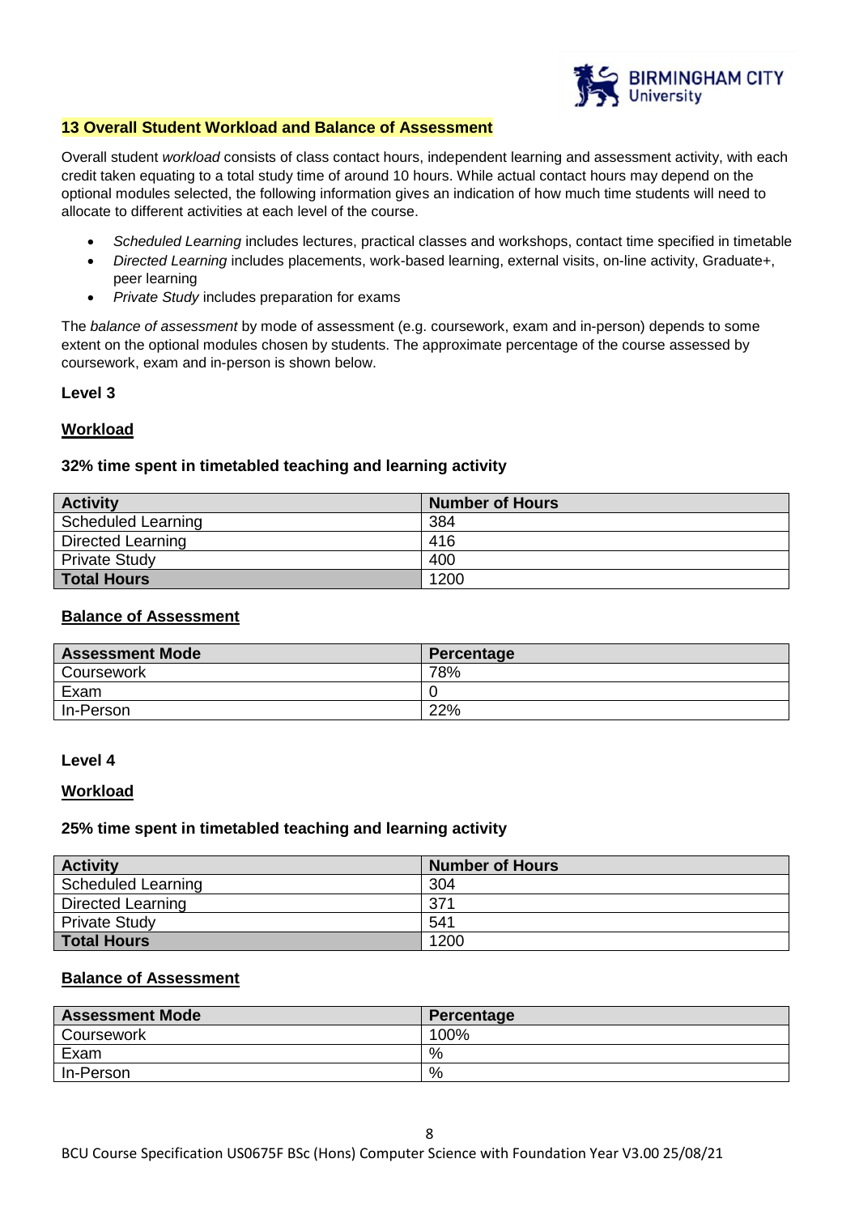## 13 Overall Student Workload and Balance of Assessment

Overall student *workload* consists of class contact hours, independent learning and assessment activity, with each credit taken equating to a total study time of around 10 hours. While actual contact hours may depend on the optional modules selected, the following information gives an indication of how much time students will need to allocate to different activities at each level of the course.

- *Scheduled Learning* includes lectures, practical classes and workshops, contact time specified in timetable
- *Directed Learning* includes placements, work-based learning, external visits, on-line activity, Graduate+, peer learning
- *Private Study* includes preparation for exams

The *balance of assessment* by mode of assessment (e.g. coursework, exam and in-person) depends to some extent on the optional modules chosen by students. The approximate percentage of the course assessed by coursework, exam and in-person is shown below.

### Level 3

#### Workload

**32% time spent in timetabled teaching and learning activity**

| Activity | Number of Hours |
|---|---|
| Scheduled Learning | 384 |
| Directed Learning | 416 |
| Private Study | 400 |
| **Total Hours** | 1200 |

#### Balance of Assessment

| Assessment Mode | Percentage |
|---|---|
| Coursework | 78% |
| Exam | 0 |
| In-Person | 22% |

### Level 4

#### Workload

**25% time spent in timetabled teaching and learning activity**

| Activity | Number of Hours |
|---|---|
| Scheduled Learning | 304 |
| Directed Learning | 371 |
| Private Study | 541 |
| **Total Hours** | 1200 |

#### Balance of Assessment

| Assessment Mode | Percentage |
|---|---|
| Coursework | 100% |
| Exam | % |
| In-Person | % |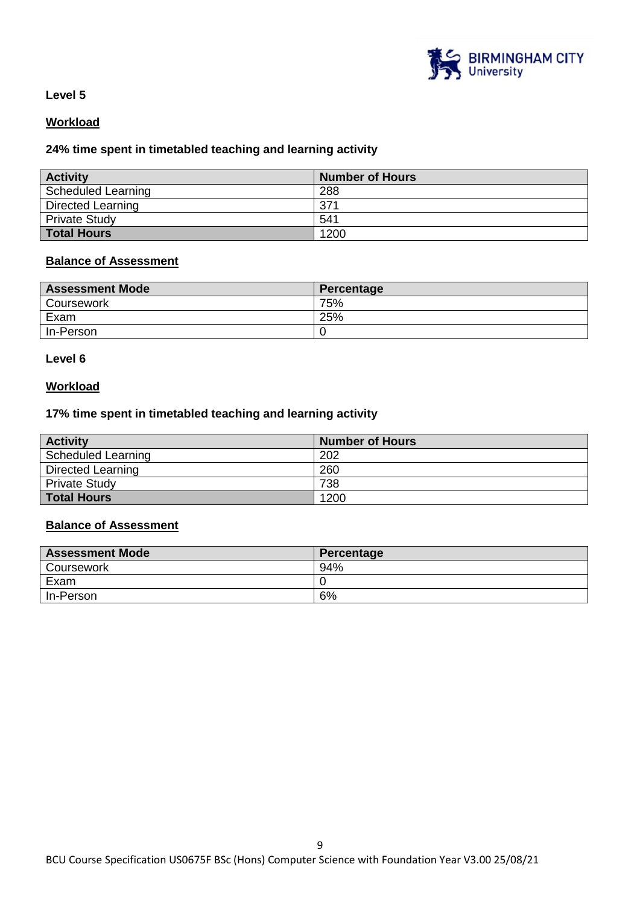**Level 5**

**Workload**

**24% time spent in timetabled teaching and learning activity**

| Activity | Number of Hours |
| --- | --- |
| Scheduled Learning | 288 |
| Directed Learning | 371 |
| Private Study | 541 |
| **Total Hours** | 1200 |

**Balance of Assessment**

| Assessment Mode | Percentage |
| --- | --- |
| Coursework | 75% |
| Exam | 25% |
| In-Person | 0 |

**Level 6**

**Workload**

**17% time spent in timetabled teaching and learning activity**

| Activity | Number of Hours |
| --- | --- |
| Scheduled Learning | 202 |
| Directed Learning | 260 |
| Private Study | 738 |
| **Total Hours** | 1200 |

**Balance of Assessment**

| Assessment Mode | Percentage |
| --- | --- |
| Coursework | 94% |
| Exam | 0 |
| In-Person | 6% |